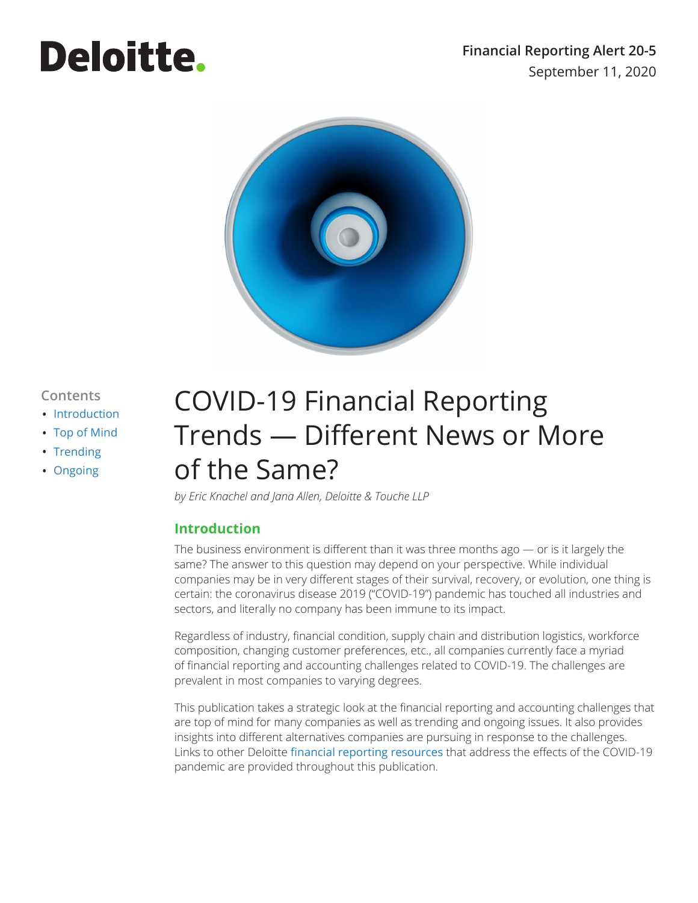Deloitte.

**Financial Reporting Alert 20-5**
September 11, 2020

**Contents**

- Introduction
- Top of Mind
- Trending
- Ongoing

# COVID-19 Financial Reporting Trends — Different News or More of the Same?

*by Eric Knachel and Jana Allen, Deloitte & Touche LLP*

## Introduction

The business environment is different than it was three months ago — or is it largely the same? The answer to this question may depend on your perspective. While individual companies may be in very different stages of their survival, recovery, or evolution, one thing is certain: the coronavirus disease 2019 ("COVID-19") pandemic has touched all industries and sectors, and literally no company has been immune to its impact.

Regardless of industry, financial condition, supply chain and distribution logistics, workforce composition, changing customer preferences, etc., all companies currently face a myriad of financial reporting and accounting challenges related to COVID-19. The challenges are prevalent in most companies to varying degrees.

This publication takes a strategic look at the financial reporting and accounting challenges that are top of mind for many companies as well as trending and ongoing issues. It also provides insights into different alternatives companies are pursuing in response to the challenges. Links to other Deloitte financial reporting resources that address the effects of the COVID-19 pandemic are provided throughout this publication.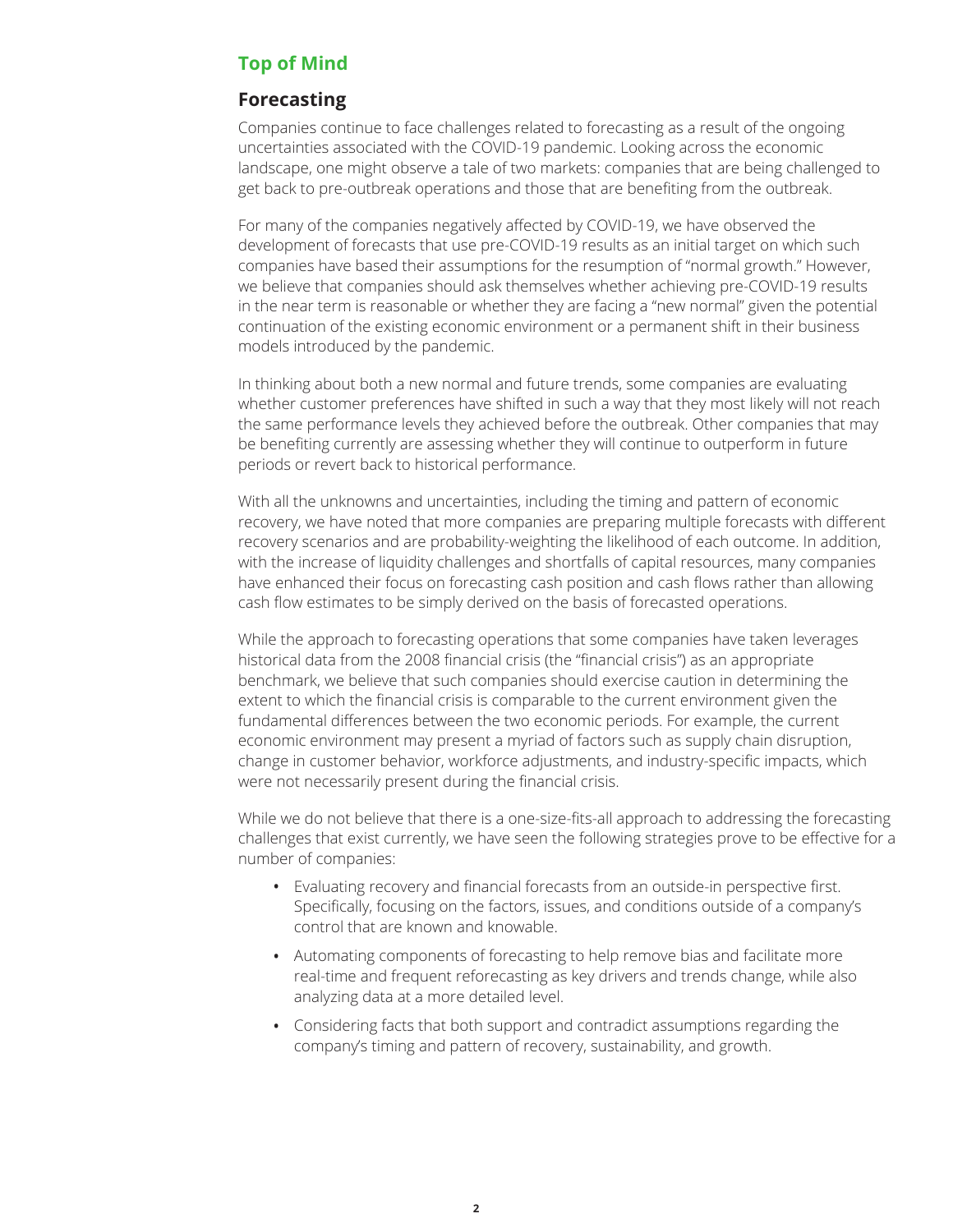## Top of Mind

### Forecasting

Companies continue to face challenges related to forecasting as a result of the ongoing uncertainties associated with the COVID-19 pandemic. Looking across the economic landscape, one might observe a tale of two markets: companies that are being challenged to get back to pre-outbreak operations and those that are benefiting from the outbreak.

For many of the companies negatively affected by COVID-19, we have observed the development of forecasts that use pre-COVID-19 results as an initial target on which such companies have based their assumptions for the resumption of "normal growth." However, we believe that companies should ask themselves whether achieving pre-COVID-19 results in the near term is reasonable or whether they are facing a "new normal" given the potential continuation of the existing economic environment or a permanent shift in their business models introduced by the pandemic.

In thinking about both a new normal and future trends, some companies are evaluating whether customer preferences have shifted in such a way that they most likely will not reach the same performance levels they achieved before the outbreak. Other companies that may be benefiting currently are assessing whether they will continue to outperform in future periods or revert back to historical performance.

With all the unknowns and uncertainties, including the timing and pattern of economic recovery, we have noted that more companies are preparing multiple forecasts with different recovery scenarios and are probability-weighting the likelihood of each outcome. In addition, with the increase of liquidity challenges and shortfalls of capital resources, many companies have enhanced their focus on forecasting cash position and cash flows rather than allowing cash flow estimates to be simply derived on the basis of forecasted operations.

While the approach to forecasting operations that some companies have taken leverages historical data from the 2008 financial crisis (the "financial crisis") as an appropriate benchmark, we believe that such companies should exercise caution in determining the extent to which the financial crisis is comparable to the current environment given the fundamental differences between the two economic periods. For example, the current economic environment may present a myriad of factors such as supply chain disruption, change in customer behavior, workforce adjustments, and industry-specific impacts, which were not necessarily present during the financial crisis.

While we do not believe that there is a one-size-fits-all approach to addressing the forecasting challenges that exist currently, we have seen the following strategies prove to be effective for a number of companies:

- Evaluating recovery and financial forecasts from an outside-in perspective first. Specifically, focusing on the factors, issues, and conditions outside of a company's control that are known and knowable.
- Automating components of forecasting to help remove bias and facilitate more real-time and frequent reforecasting as key drivers and trends change, while also analyzing data at a more detailed level.
- Considering facts that both support and contradict assumptions regarding the company's timing and pattern of recovery, sustainability, and growth.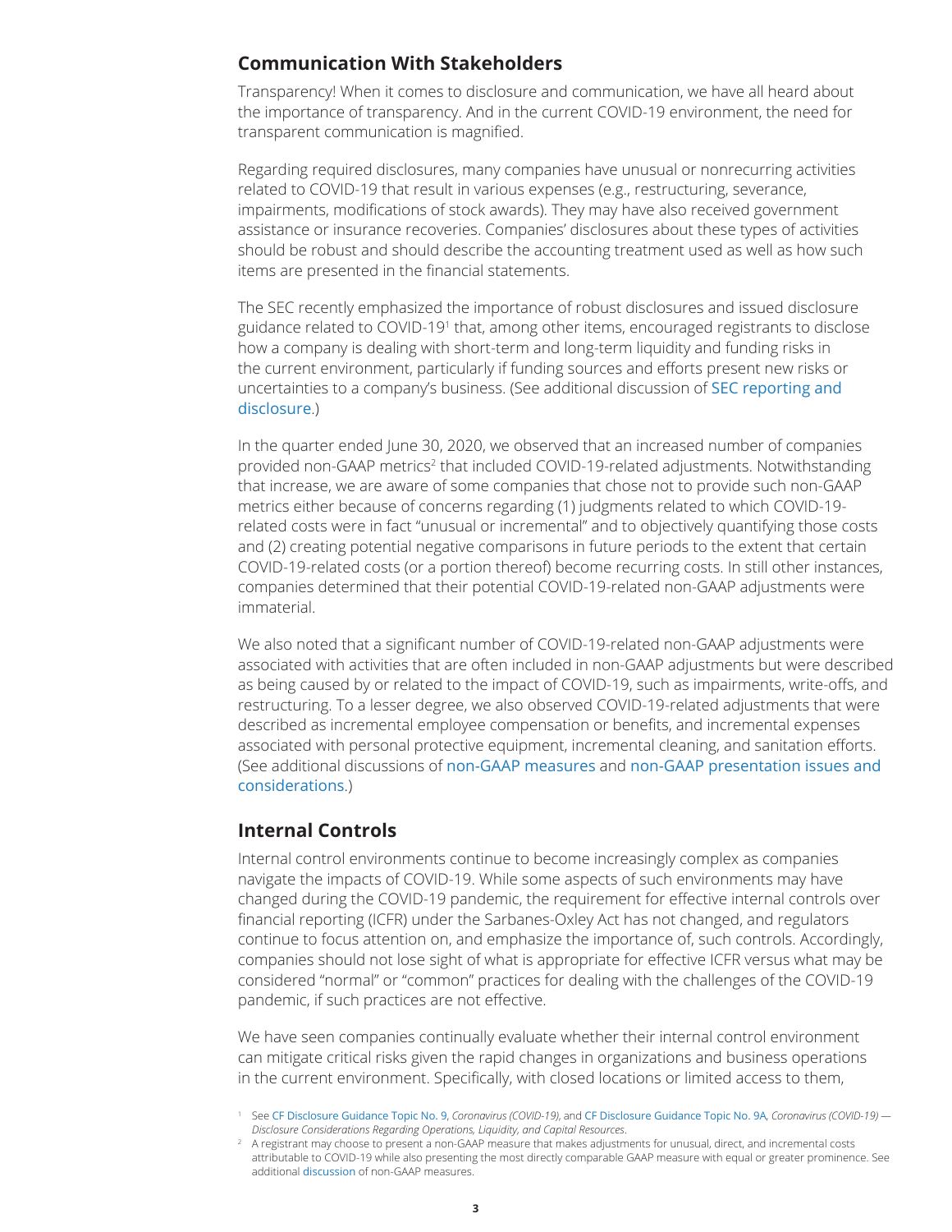## Communication With Stakeholders

Transparency! When it comes to disclosure and communication, we have all heard about the importance of transparency. And in the current COVID-19 environment, the need for transparent communication is magnified.

Regarding required disclosures, many companies have unusual or nonrecurring activities related to COVID-19 that result in various expenses (e.g., restructuring, severance, impairments, modifications of stock awards). They may have also received government assistance or insurance recoveries. Companies' disclosures about these types of activities should be robust and should describe the accounting treatment used as well as how such items are presented in the financial statements.

The SEC recently emphasized the importance of robust disclosures and issued disclosure guidance related to COVID-19[1] that, among other items, encouraged registrants to disclose how a company is dealing with short-term and long-term liquidity and funding risks in the current environment, particularly if funding sources and efforts present new risks or uncertainties to a company's business. (See additional discussion of SEC reporting and disclosure.)

In the quarter ended June 30, 2020, we observed that an increased number of companies provided non-GAAP metrics[2] that included COVID-19-related adjustments. Notwithstanding that increase, we are aware of some companies that chose not to provide such non-GAAP metrics either because of concerns regarding (1) judgments related to which COVID-19-related costs were in fact "unusual or incremental" and to objectively quantifying those costs and (2) creating potential negative comparisons in future periods to the extent that certain COVID-19-related costs (or a portion thereof) become recurring costs. In still other instances, companies determined that their potential COVID-19-related non-GAAP adjustments were immaterial.

We also noted that a significant number of COVID-19-related non-GAAP adjustments were associated with activities that are often included in non-GAAP adjustments but were described as being caused by or related to the impact of COVID-19, such as impairments, write-offs, and restructuring. To a lesser degree, we also observed COVID-19-related adjustments that were described as incremental employee compensation or benefits, and incremental expenses associated with personal protective equipment, incremental cleaning, and sanitation efforts. (See additional discussions of non-GAAP measures and non-GAAP presentation issues and considerations.)

## Internal Controls

Internal control environments continue to become increasingly complex as companies navigate the impacts of COVID-19. While some aspects of such environments may have changed during the COVID-19 pandemic, the requirement for effective internal controls over financial reporting (ICFR) under the Sarbanes-Oxley Act has not changed, and regulators continue to focus attention on, and emphasize the importance of, such controls. Accordingly, companies should not lose sight of what is appropriate for effective ICFR versus what may be considered "normal" or "common" practices for dealing with the challenges of the COVID-19 pandemic, if such practices are not effective.

We have seen companies continually evaluate whether their internal control environment can mitigate critical risks given the rapid changes in organizations and business operations in the current environment. Specifically, with closed locations or limited access to them,

[1] See CF Disclosure Guidance Topic No. 9, *Coronavirus (COVID-19)*, and CF Disclosure Guidance Topic No. 9A, *Coronavirus (COVID-19) — Disclosure Considerations Regarding Operations, Liquidity, and Capital Resources*.

[2] A registrant may choose to present a non-GAAP measure that makes adjustments for unusual, direct, and incremental costs attributable to COVID-19 while also presenting the most directly comparable GAAP measure with equal or greater prominence. See additional discussion of non-GAAP measures.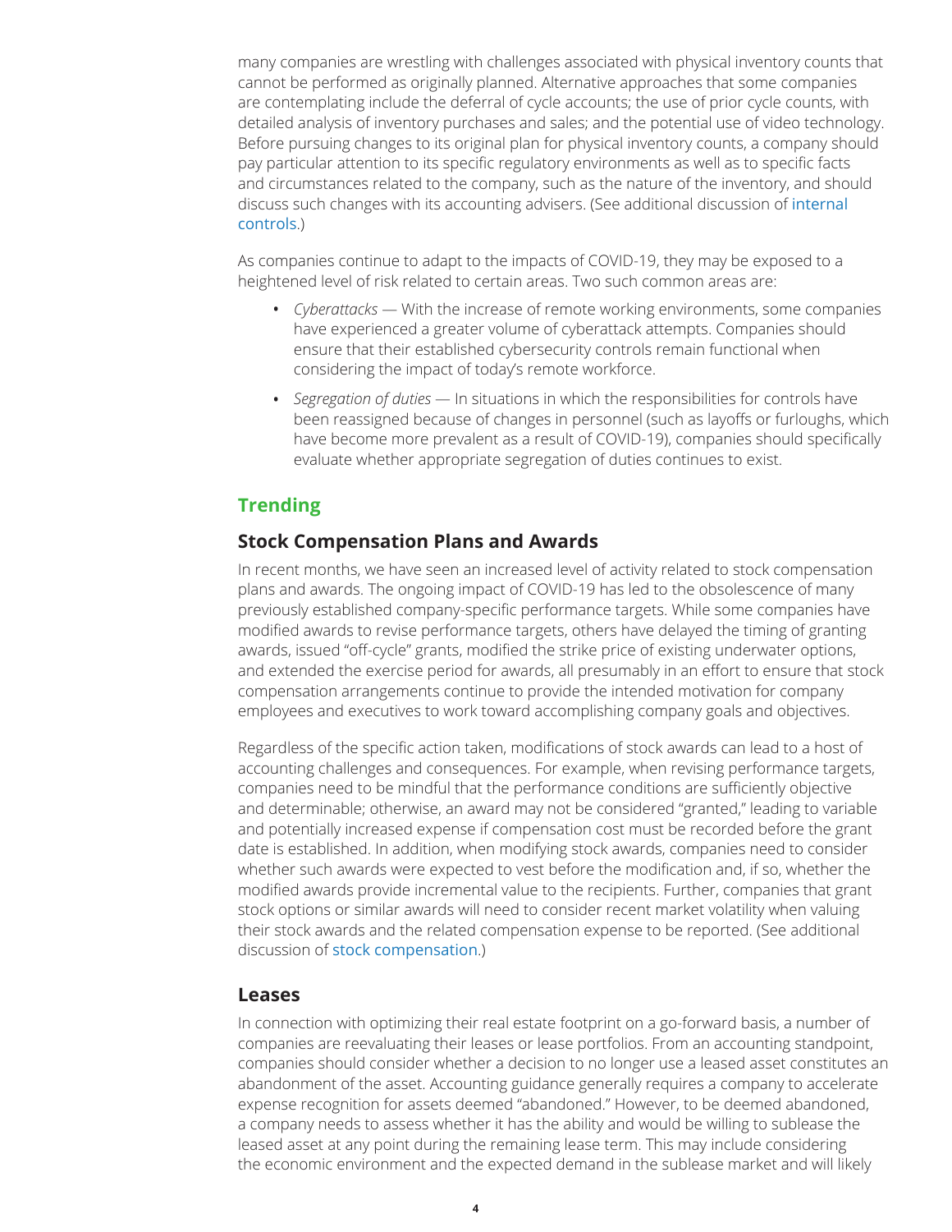many companies are wrestling with challenges associated with physical inventory counts that cannot be performed as originally planned. Alternative approaches that some companies are contemplating include the deferral of cycle accounts; the use of prior cycle counts, with detailed analysis of inventory purchases and sales; and the potential use of video technology. Before pursuing changes to its original plan for physical inventory counts, a company should pay particular attention to its specific regulatory environments as well as to specific facts and circumstances related to the company, such as the nature of the inventory, and should discuss such changes with its accounting advisers. (See additional discussion of internal controls.)

As companies continue to adapt to the impacts of COVID-19, they may be exposed to a heightened level of risk related to certain areas. Two such common areas are:

- *Cyberattacks* — With the increase of remote working environments, some companies have experienced a greater volume of cyberattack attempts. Companies should ensure that their established cybersecurity controls remain functional when considering the impact of today's remote workforce.
- *Segregation of duties* — In situations in which the responsibilities for controls have been reassigned because of changes in personnel (such as layoffs or furloughs, which have become more prevalent as a result of COVID-19), companies should specifically evaluate whether appropriate segregation of duties continues to exist.

## Trending

### Stock Compensation Plans and Awards

In recent months, we have seen an increased level of activity related to stock compensation plans and awards. The ongoing impact of COVID-19 has led to the obsolescence of many previously established company-specific performance targets. While some companies have modified awards to revise performance targets, others have delayed the timing of granting awards, issued "off-cycle" grants, modified the strike price of existing underwater options, and extended the exercise period for awards, all presumably in an effort to ensure that stock compensation arrangements continue to provide the intended motivation for company employees and executives to work toward accomplishing company goals and objectives.

Regardless of the specific action taken, modifications of stock awards can lead to a host of accounting challenges and consequences. For example, when revising performance targets, companies need to be mindful that the performance conditions are sufficiently objective and determinable; otherwise, an award may not be considered "granted," leading to variable and potentially increased expense if compensation cost must be recorded before the grant date is established. In addition, when modifying stock awards, companies need to consider whether such awards were expected to vest before the modification and, if so, whether the modified awards provide incremental value to the recipients. Further, companies that grant stock options or similar awards will need to consider recent market volatility when valuing their stock awards and the related compensation expense to be reported. (See additional discussion of stock compensation.)

### Leases

In connection with optimizing their real estate footprint on a go-forward basis, a number of companies are reevaluating their leases or lease portfolios. From an accounting standpoint, companies should consider whether a decision to no longer use a leased asset constitutes an abandonment of the asset. Accounting guidance generally requires a company to accelerate expense recognition for assets deemed "abandoned." However, to be deemed abandoned, a company needs to assess whether it has the ability and would be willing to sublease the leased asset at any point during the remaining lease term. This may include considering the economic environment and the expected demand in the sublease market and will likely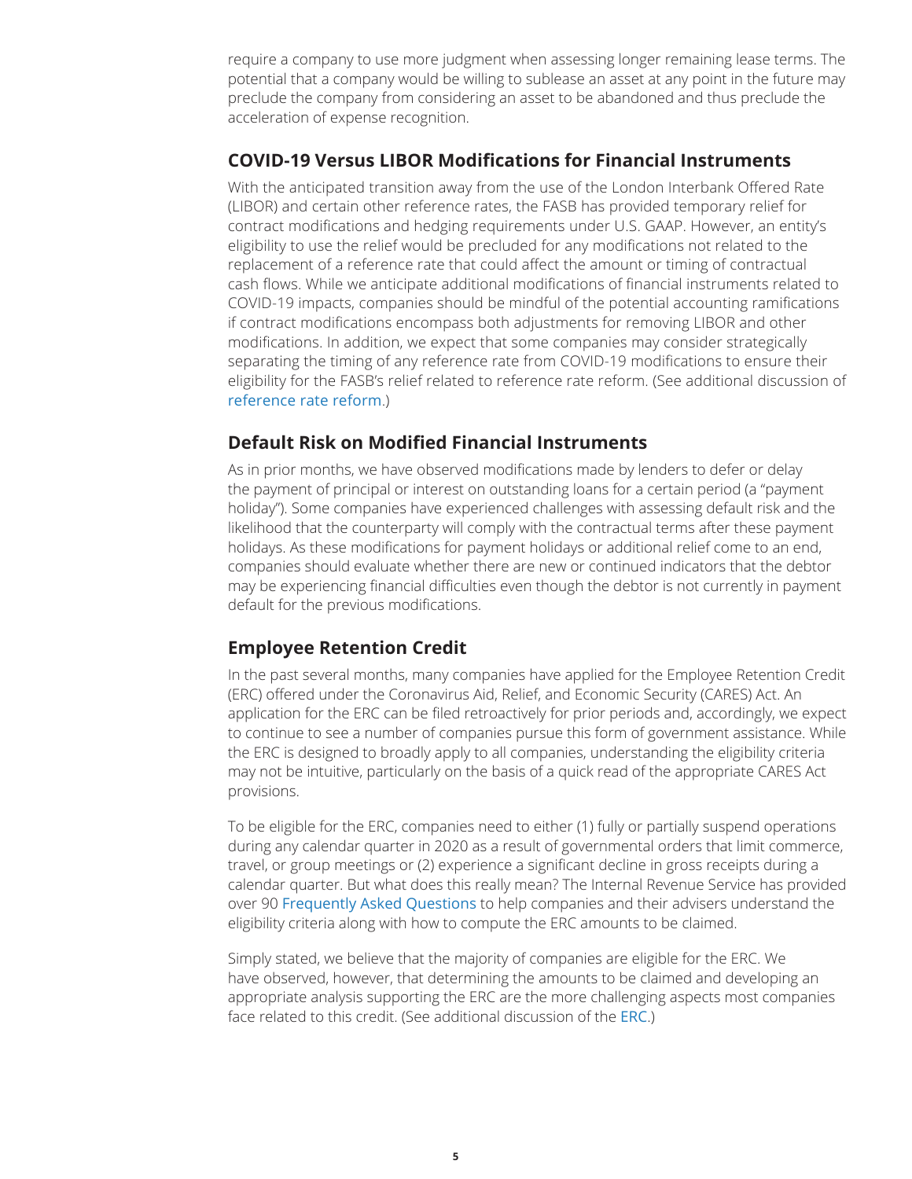require a company to use more judgment when assessing longer remaining lease terms. The potential that a company would be willing to sublease an asset at any point in the future may preclude the company from considering an asset to be abandoned and thus preclude the acceleration of expense recognition.

## COVID-19 Versus LIBOR Modifications for Financial Instruments

With the anticipated transition away from the use of the London Interbank Offered Rate (LIBOR) and certain other reference rates, the FASB has provided temporary relief for contract modifications and hedging requirements under U.S. GAAP. However, an entity's eligibility to use the relief would be precluded for any modifications not related to the replacement of a reference rate that could affect the amount or timing of contractual cash flows. While we anticipate additional modifications of financial instruments related to COVID-19 impacts, companies should be mindful of the potential accounting ramifications if contract modifications encompass both adjustments for removing LIBOR and other modifications. In addition, we expect that some companies may consider strategically separating the timing of any reference rate from COVID-19 modifications to ensure their eligibility for the FASB's relief related to reference rate reform. (See additional discussion of reference rate reform.)

## Default Risk on Modified Financial Instruments

As in prior months, we have observed modifications made by lenders to defer or delay the payment of principal or interest on outstanding loans for a certain period (a "payment holiday"). Some companies have experienced challenges with assessing default risk and the likelihood that the counterparty will comply with the contractual terms after these payment holidays. As these modifications for payment holidays or additional relief come to an end, companies should evaluate whether there are new or continued indicators that the debtor may be experiencing financial difficulties even though the debtor is not currently in payment default for the previous modifications.

## Employee Retention Credit

In the past several months, many companies have applied for the Employee Retention Credit (ERC) offered under the Coronavirus Aid, Relief, and Economic Security (CARES) Act. An application for the ERC can be filed retroactively for prior periods and, accordingly, we expect to continue to see a number of companies pursue this form of government assistance. While the ERC is designed to broadly apply to all companies, understanding the eligibility criteria may not be intuitive, particularly on the basis of a quick read of the appropriate CARES Act provisions.

To be eligible for the ERC, companies need to either (1) fully or partially suspend operations during any calendar quarter in 2020 as a result of governmental orders that limit commerce, travel, or group meetings or (2) experience a significant decline in gross receipts during a calendar quarter. But what does this really mean? The Internal Revenue Service has provided over 90 Frequently Asked Questions to help companies and their advisers understand the eligibility criteria along with how to compute the ERC amounts to be claimed.

Simply stated, we believe that the majority of companies are eligible for the ERC. We have observed, however, that determining the amounts to be claimed and developing an appropriate analysis supporting the ERC are the more challenging aspects most companies face related to this credit. (See additional discussion of the ERC.)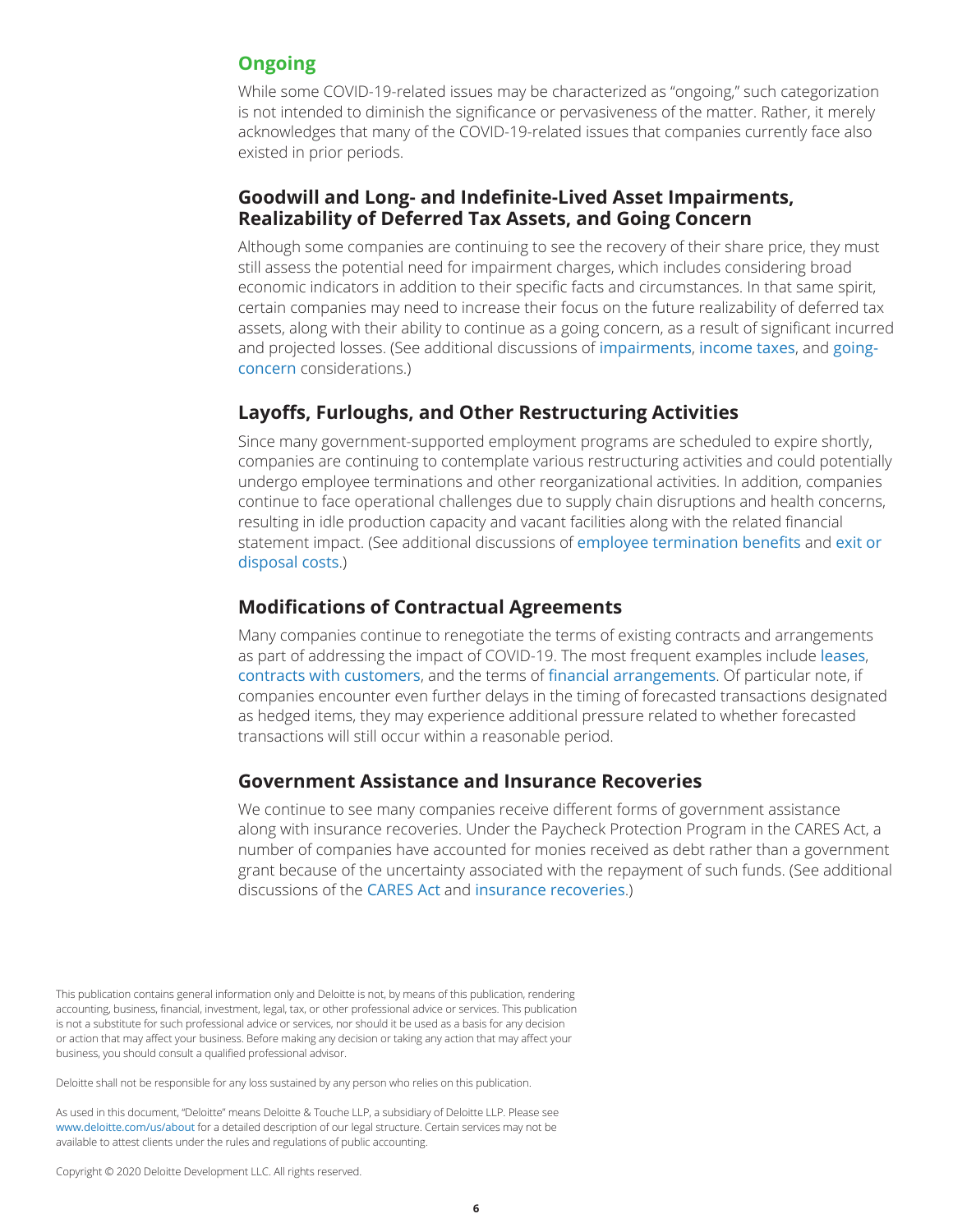## Ongoing

While some COVID-19-related issues may be characterized as "ongoing," such categorization is not intended to diminish the significance or pervasiveness of the matter. Rather, it merely acknowledges that many of the COVID-19-related issues that companies currently face also existed in prior periods.

### Goodwill and Long- and Indefinite-Lived Asset Impairments, Realizability of Deferred Tax Assets, and Going Concern

Although some companies are continuing to see the recovery of their share price, they must still assess the potential need for impairment charges, which includes considering broad economic indicators in addition to their specific facts and circumstances. In that same spirit, certain companies may need to increase their focus on the future realizability of deferred tax assets, along with their ability to continue as a going concern, as a result of significant incurred and projected losses. (See additional discussions of impairments, income taxes, and going-concern considerations.)

### Layoffs, Furloughs, and Other Restructuring Activities

Since many government-supported employment programs are scheduled to expire shortly, companies are continuing to contemplate various restructuring activities and could potentially undergo employee terminations and other reorganizational activities. In addition, companies continue to face operational challenges due to supply chain disruptions and health concerns, resulting in idle production capacity and vacant facilities along with the related financial statement impact. (See additional discussions of employee termination benefits and exit or disposal costs.)

### Modifications of Contractual Agreements

Many companies continue to renegotiate the terms of existing contracts and arrangements as part of addressing the impact of COVID-19. The most frequent examples include leases, contracts with customers, and the terms of financial arrangements. Of particular note, if companies encounter even further delays in the timing of forecasted transactions designated as hedged items, they may experience additional pressure related to whether forecasted transactions will still occur within a reasonable period.

### Government Assistance and Insurance Recoveries

We continue to see many companies receive different forms of government assistance along with insurance recoveries. Under the Paycheck Protection Program in the CARES Act, a number of companies have accounted for monies received as debt rather than a government grant because of the uncertainty associated with the repayment of such funds. (See additional discussions of the CARES Act and insurance recoveries.)

This publication contains general information only and Deloitte is not, by means of this publication, rendering accounting, business, financial, investment, legal, tax, or other professional advice or services. This publication is not a substitute for such professional advice or services, nor should it be used as a basis for any decision or action that may affect your business. Before making any decision or taking any action that may affect your business, you should consult a qualified professional advisor.

Deloitte shall not be responsible for any loss sustained by any person who relies on this publication.

As used in this document, "Deloitte" means Deloitte & Touche LLP, a subsidiary of Deloitte LLP. Please see www.deloitte.com/us/about for a detailed description of our legal structure. Certain services may not be available to attest clients under the rules and regulations of public accounting.

Copyright © 2020 Deloitte Development LLC. All rights reserved.